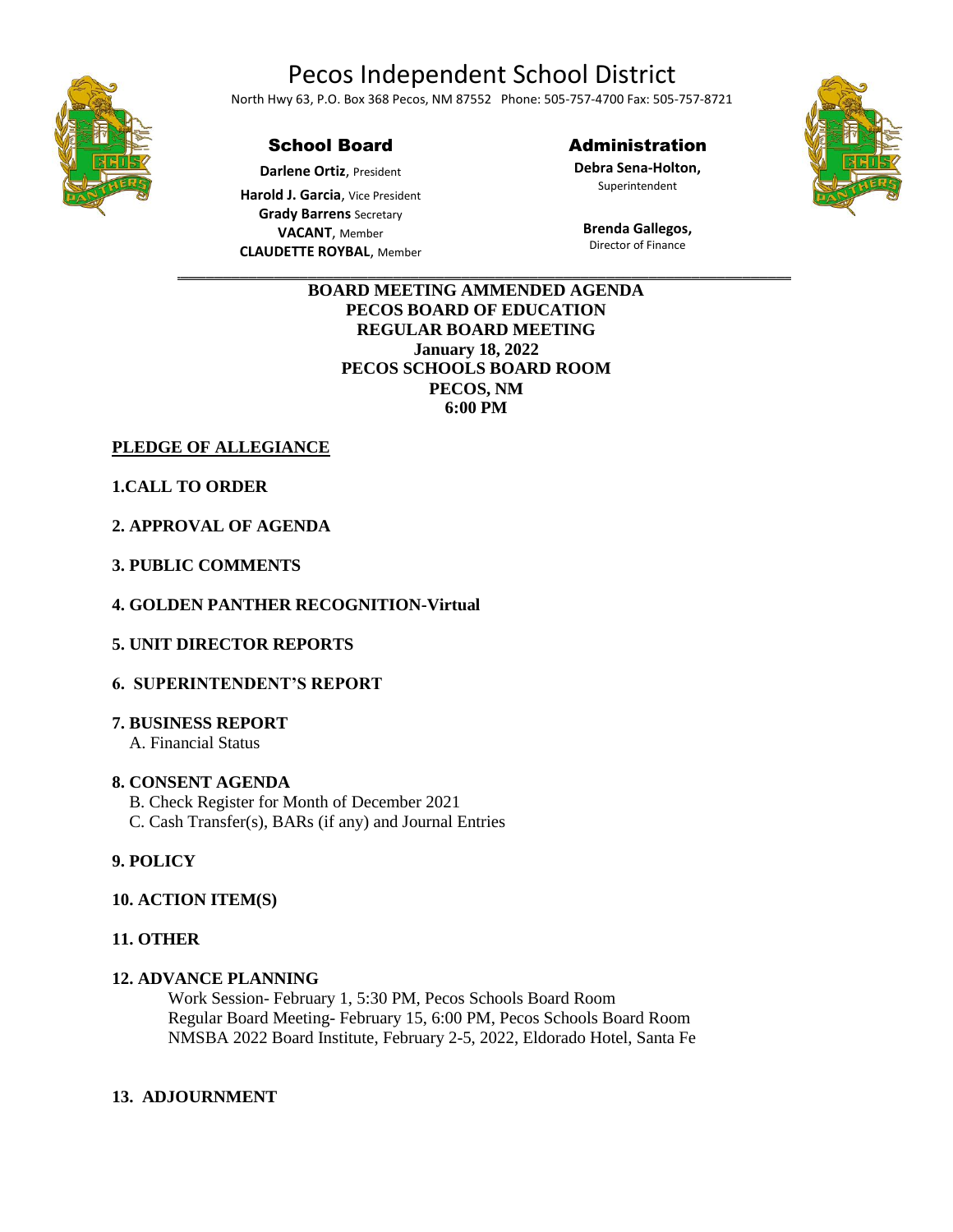# Pecos Independent School District

North Hwy 63, P.O. Box 368 Pecos, NM 87552 Phone: 505-757-4700 Fax: 505-757-8721

## School Board

**Darlene Ortiz**, President
**Harold J. Garcia**, Vice President
**Grady Barrens** Secretary
**VACANT**, Member
**CLAUDETTE ROYBAL**, Member

## Administration

**Debra Sena-Holton,**
Superintendent

**Brenda Gallegos,**
Director of Finance

---

**BOARD MEETING AMMENDED AGENDA**
**PECOS BOARD OF EDUCATION**
**REGULAR BOARD MEETING**
**January 18, 2022**
**PECOS SCHOOLS BOARD ROOM**
**PECOS, NM**
**6:00 PM**

**PLEDGE OF ALLEGIANCE**

**1.CALL TO ORDER**

**2. APPROVAL OF AGENDA**

**3. PUBLIC COMMENTS**

**4. GOLDEN PANTHER RECOGNITION-Virtual**

**5. UNIT DIRECTOR REPORTS**

**6. SUPERINTENDENT'S REPORT**

**7. BUSINESS REPORT**
A. Financial Status

**8. CONSENT AGENDA**
B. Check Register for Month of December 2021
C. Cash Transfer(s), BARs (if any) and Journal Entries

**9. POLICY**

**10. ACTION ITEM(S)**

**11. OTHER**

**12. ADVANCE PLANNING**
Work Session- February 1, 5:30 PM, Pecos Schools Board Room
Regular Board Meeting- February 15, 6:00 PM, Pecos Schools Board Room
NMSBA 2022 Board Institute, February 2-5, 2022, Eldorado Hotel, Santa Fe

**13. ADJOURNMENT**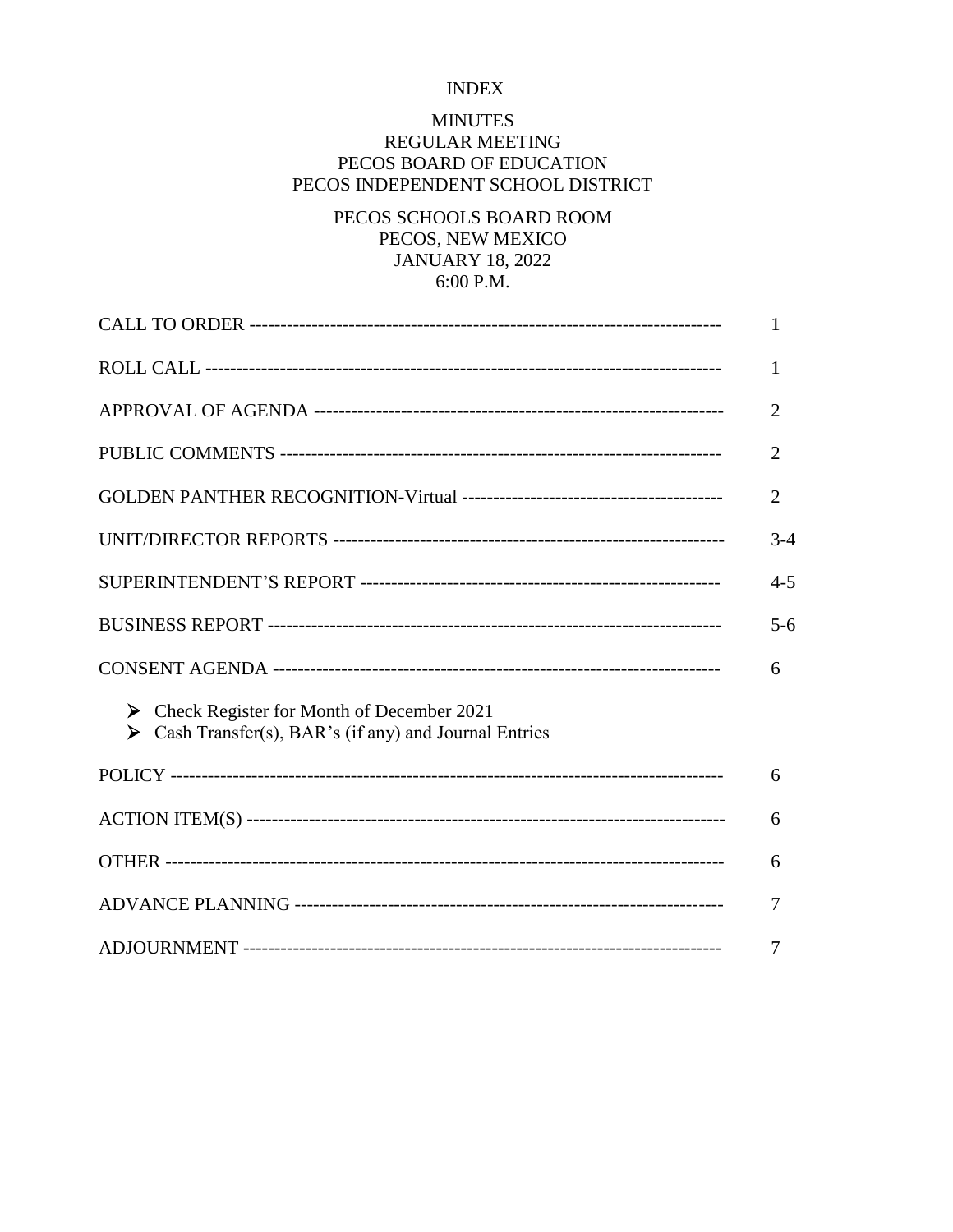# INDEX

## MINUTES
## REGULAR MEETING
## PECOS BOARD OF EDUCATION
## PECOS INDEPENDENT SCHOOL DISTRICT

PECOS SCHOOLS BOARD ROOM
PECOS, NEW MEXICO
JANUARY 18, 2022
6:00 P.M.

| | |
|---|---|
| CALL TO ORDER | 1 |
| ROLL CALL | 1 |
| APPROVAL OF AGENDA | 2 |
| PUBLIC COMMENTS | 2 |
| GOLDEN PANTHER RECOGNITION-Virtual | 2 |
| UNIT/DIRECTOR REPORTS | 3-4 |
| SUPERINTENDENT'S REPORT | 4-5 |
| BUSINESS REPORT | 5-6 |
| CONSENT AGENDA | 6 |

- Check Register for Month of December 2021
- Cash Transfer(s), BAR's (if any) and Journal Entries

| | |
|---|---|
| POLICY | 6 |
| ACTION ITEM(S) | 6 |
| OTHER | 6 |
| ADVANCE PLANNING | 7 |
| ADJOURNMENT | 7 |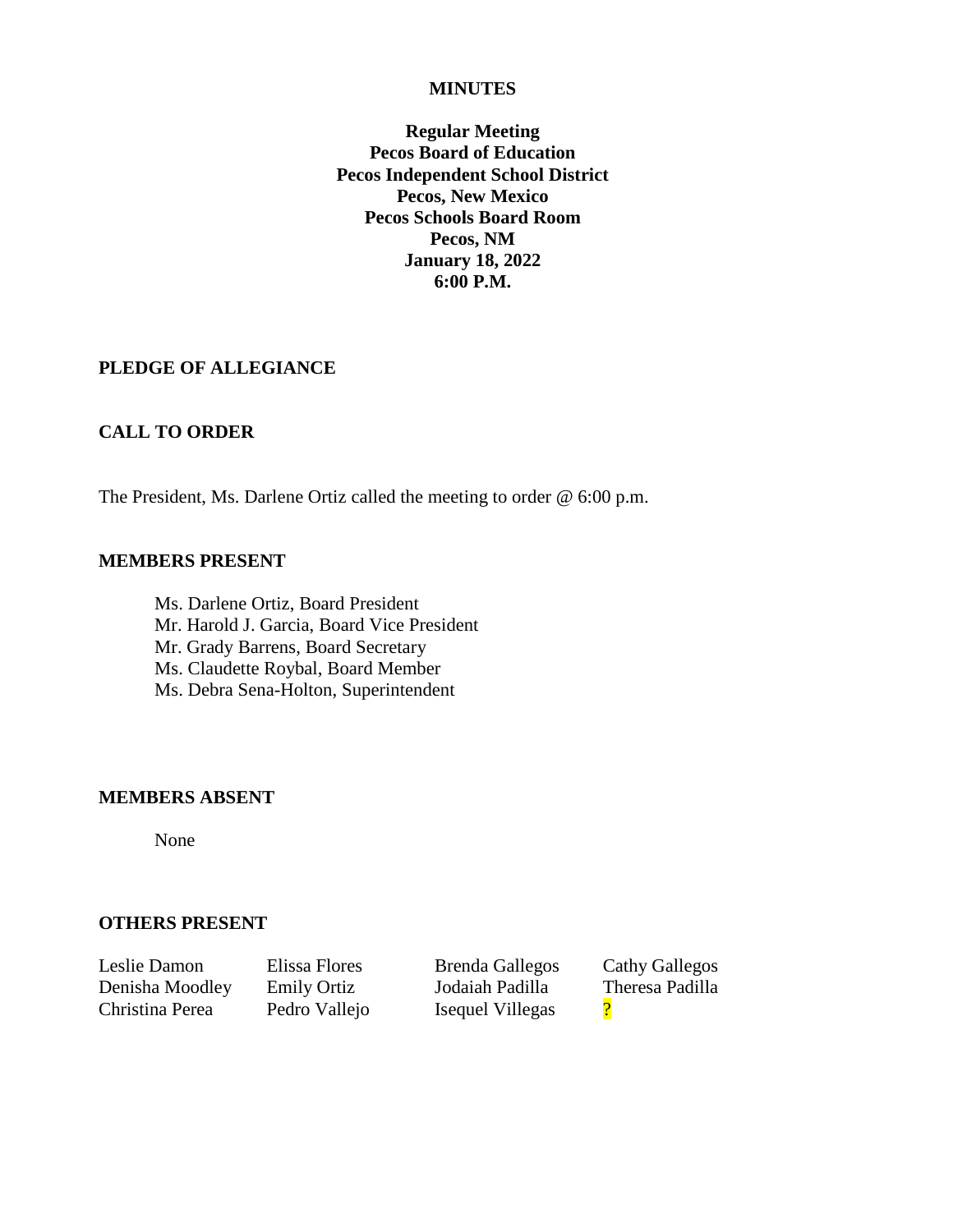**MINUTES**

**Regular Meeting**
**Pecos Board of Education**
**Pecos Independent School District**
**Pecos, New Mexico**
**Pecos Schools Board Room**
**Pecos, NM**
**January 18, 2022**
**6:00 P.M.**

## PLEDGE OF ALLEGIANCE

## CALL TO ORDER

The President, Ms. Darlene Ortiz called the meeting to order @ 6:00 p.m.

## MEMBERS PRESENT

Ms. Darlene Ortiz, Board President
Mr. Harold J. Garcia, Board Vice President
Mr. Grady Barrens, Board Secretary
Ms. Claudette Roybal, Board Member
Ms. Debra Sena-Holton, Superintendent

## MEMBERS ABSENT

None

## OTHERS PRESENT

| | | | |
|---|---|---|---|
| Leslie Damon | Elissa Flores | Brenda Gallegos | Cathy Gallegos |
| Denisha Moodley | Emily Ortiz | Jodaiah Padilla | Theresa Padilla |
| Christina Perea | Pedro Vallejo | Isequel Villegas | ? |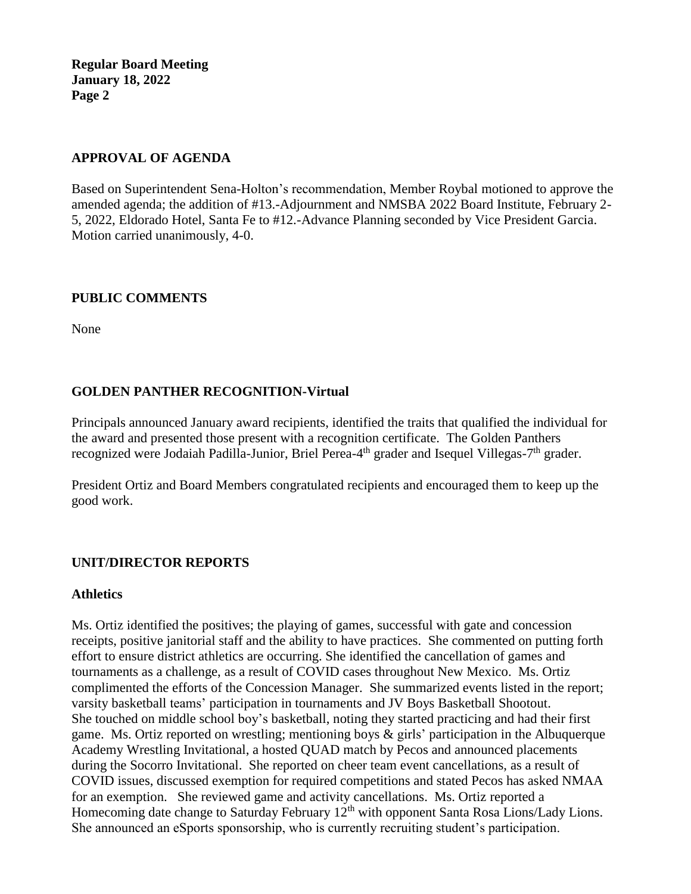## APPROVAL OF AGENDA

Based on Superintendent Sena-Holton's recommendation, Member Roybal motioned to approve the amended agenda; the addition of #13.-Adjournment and NMSBA 2022 Board Institute, February 2-5, 2022, Eldorado Hotel, Santa Fe to #12.-Advance Planning seconded by Vice President Garcia. Motion carried unanimously, 4-0.

## PUBLIC COMMENTS

None

## GOLDEN PANTHER RECOGNITION-Virtual

Principals announced January award recipients, identified the traits that qualified the individual for the award and presented those present with a recognition certificate. The Golden Panthers recognized were Jodaiah Padilla-Junior, Briel Perea-4th grader and Isequel Villegas-7th grader.

President Ortiz and Board Members congratulated recipients and encouraged them to keep up the good work.

## UNIT/DIRECTOR REPORTS

### Athletics

Ms. Ortiz identified the positives; the playing of games, successful with gate and concession receipts, positive janitorial staff and the ability to have practices. She commented on putting forth effort to ensure district athletics are occurring. She identified the cancellation of games and tournaments as a challenge, as a result of COVID cases throughout New Mexico. Ms. Ortiz complimented the efforts of the Concession Manager. She summarized events listed in the report; varsity basketball teams' participation in tournaments and JV Boys Basketball Shootout. She touched on middle school boy's basketball, noting they started practicing and had their first game. Ms. Ortiz reported on wrestling; mentioning boys & girls' participation in the Albuquerque Academy Wrestling Invitational, a hosted QUAD match by Pecos and announced placements during the Socorro Invitational. She reported on cheer team event cancellations, as a result of COVID issues, discussed exemption for required competitions and stated Pecos has asked NMAA for an exemption. She reviewed game and activity cancellations. Ms. Ortiz reported a Homecoming date change to Saturday February 12th with opponent Santa Rosa Lions/Lady Lions. She announced an eSports sponsorship, who is currently recruiting student's participation.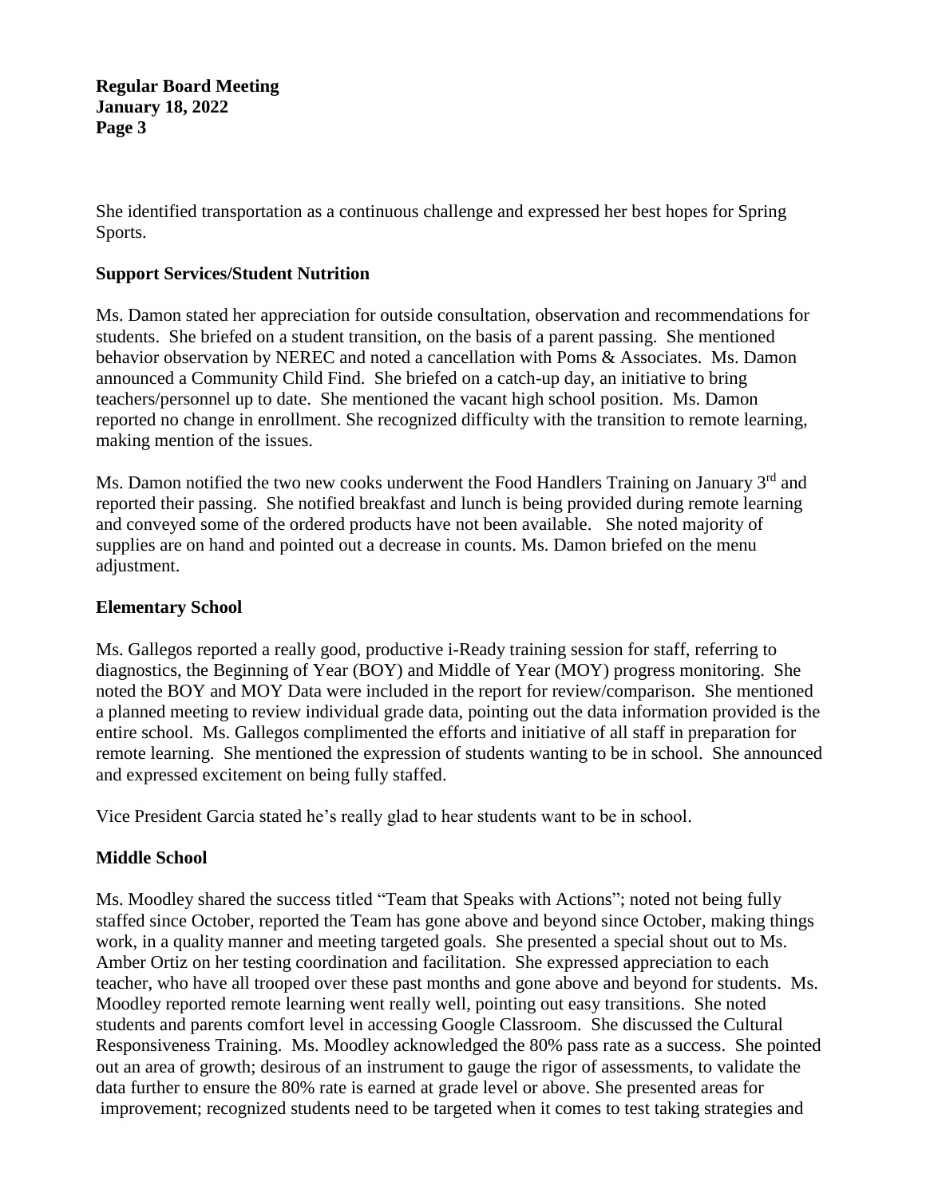She identified transportation as a continuous challenge and expressed her best hopes for Spring Sports.

**Support Services/Student Nutrition**

Ms. Damon stated her appreciation for outside consultation, observation and recommendations for students. She briefed on a student transition, on the basis of a parent passing. She mentioned behavior observation by NEREC and noted a cancellation with Poms & Associates. Ms. Damon announced a Community Child Find. She briefed on a catch-up day, an initiative to bring teachers/personnel up to date. She mentioned the vacant high school position. Ms. Damon reported no change in enrollment. She recognized difficulty with the transition to remote learning, making mention of the issues.

Ms. Damon notified the two new cooks underwent the Food Handlers Training on January 3rd and reported their passing. She notified breakfast and lunch is being provided during remote learning and conveyed some of the ordered products have not been available. She noted majority of supplies are on hand and pointed out a decrease in counts. Ms. Damon briefed on the menu adjustment.

**Elementary School**

Ms. Gallegos reported a really good, productive i-Ready training session for staff, referring to diagnostics, the Beginning of Year (BOY) and Middle of Year (MOY) progress monitoring. She noted the BOY and MOY Data were included in the report for review/comparison. She mentioned a planned meeting to review individual grade data, pointing out the data information provided is the entire school. Ms. Gallegos complimented the efforts and initiative of all staff in preparation for remote learning. She mentioned the expression of students wanting to be in school. She announced and expressed excitement on being fully staffed.

Vice President Garcia stated he's really glad to hear students want to be in school.

**Middle School**

Ms. Moodley shared the success titled "Team that Speaks with Actions"; noted not being fully staffed since October, reported the Team has gone above and beyond since October, making things work, in a quality manner and meeting targeted goals. She presented a special shout out to Ms. Amber Ortiz on her testing coordination and facilitation. She expressed appreciation to each teacher, who have all trooped over these past months and gone above and beyond for students. Ms. Moodley reported remote learning went really well, pointing out easy transitions. She noted students and parents comfort level in accessing Google Classroom. She discussed the Cultural Responsiveness Training. Ms. Moodley acknowledged the 80% pass rate as a success. She pointed out an area of growth; desirous of an instrument to gauge the rigor of assessments, to validate the data further to ensure the 80% rate is earned at grade level or above. She presented areas for improvement; recognized students need to be targeted when it comes to test taking strategies and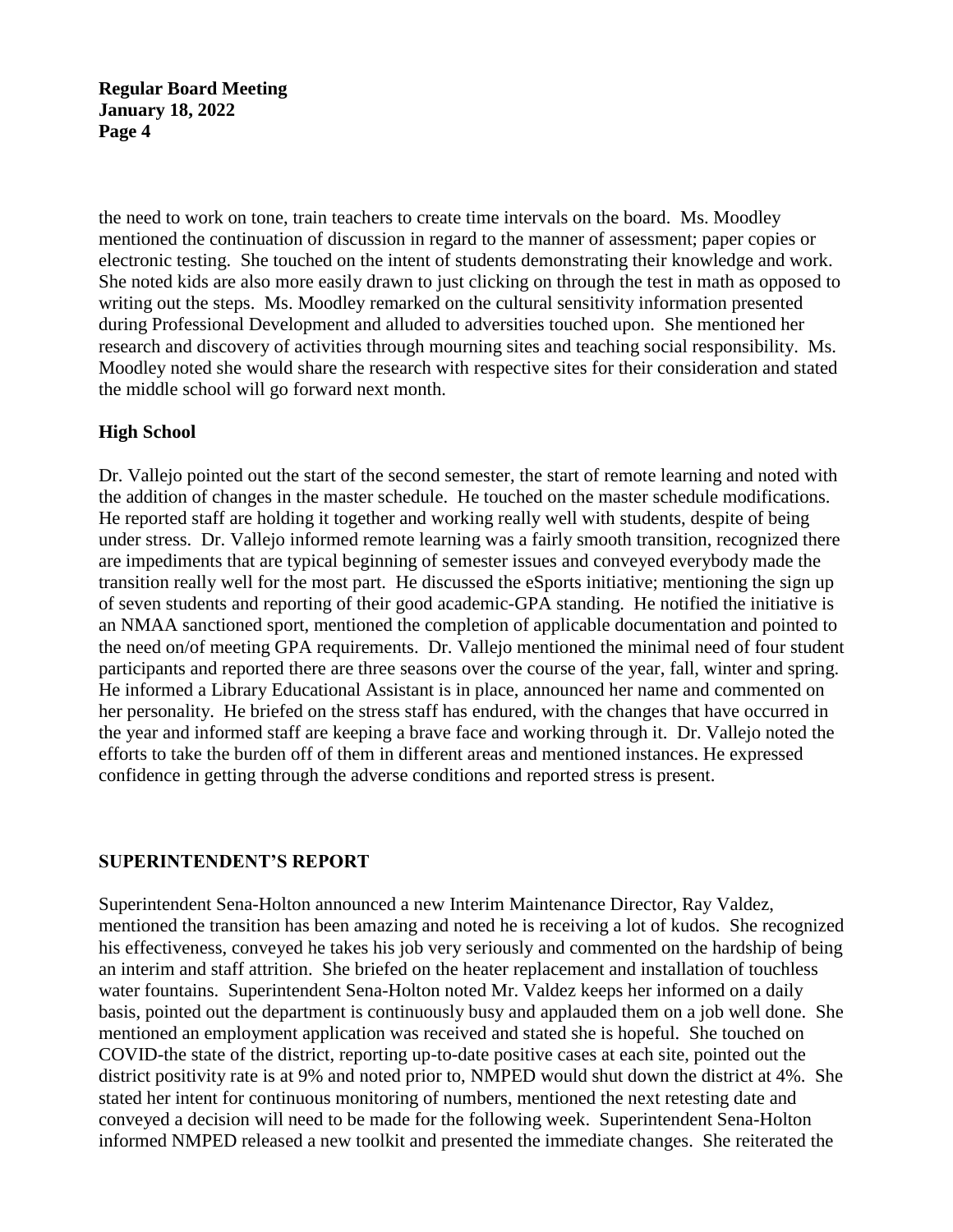the need to work on tone, train teachers to create time intervals on the board. Ms. Moodley mentioned the continuation of discussion in regard to the manner of assessment; paper copies or electronic testing. She touched on the intent of students demonstrating their knowledge and work. She noted kids are also more easily drawn to just clicking on through the test in math as opposed to writing out the steps. Ms. Moodley remarked on the cultural sensitivity information presented during Professional Development and alluded to adversities touched upon. She mentioned her research and discovery of activities through mourning sites and teaching social responsibility. Ms. Moodley noted she would share the research with respective sites for their consideration and stated the middle school will go forward next month.

### High School

Dr. Vallejo pointed out the start of the second semester, the start of remote learning and noted with the addition of changes in the master schedule. He touched on the master schedule modifications. He reported staff are holding it together and working really well with students, despite of being under stress. Dr. Vallejo informed remote learning was a fairly smooth transition, recognized there are impediments that are typical beginning of semester issues and conveyed everybody made the transition really well for the most part. He discussed the eSports initiative; mentioning the sign up of seven students and reporting of their good academic-GPA standing. He notified the initiative is an NMAA sanctioned sport, mentioned the completion of applicable documentation and pointed to the need on/of meeting GPA requirements. Dr. Vallejo mentioned the minimal need of four student participants and reported there are three seasons over the course of the year, fall, winter and spring. He informed a Library Educational Assistant is in place, announced her name and commented on her personality. He briefed on the stress staff has endured, with the changes that have occurred in the year and informed staff are keeping a brave face and working through it. Dr. Vallejo noted the efforts to take the burden off of them in different areas and mentioned instances. He expressed confidence in getting through the adverse conditions and reported stress is present.

## SUPERINTENDENT'S REPORT

Superintendent Sena-Holton announced a new Interim Maintenance Director, Ray Valdez, mentioned the transition has been amazing and noted he is receiving a lot of kudos. She recognized his effectiveness, conveyed he takes his job very seriously and commented on the hardship of being an interim and staff attrition. She briefed on the heater replacement and installation of touchless water fountains. Superintendent Sena-Holton noted Mr. Valdez keeps her informed on a daily basis, pointed out the department is continuously busy and applauded them on a job well done. She mentioned an employment application was received and stated she is hopeful. She touched on COVID-the state of the district, reporting up-to-date positive cases at each site, pointed out the district positivity rate is at 9% and noted prior to, NMPED would shut down the district at 4%. She stated her intent for continuous monitoring of numbers, mentioned the next retesting date and conveyed a decision will need to be made for the following week. Superintendent Sena-Holton informed NMPED released a new toolkit and presented the immediate changes. She reiterated the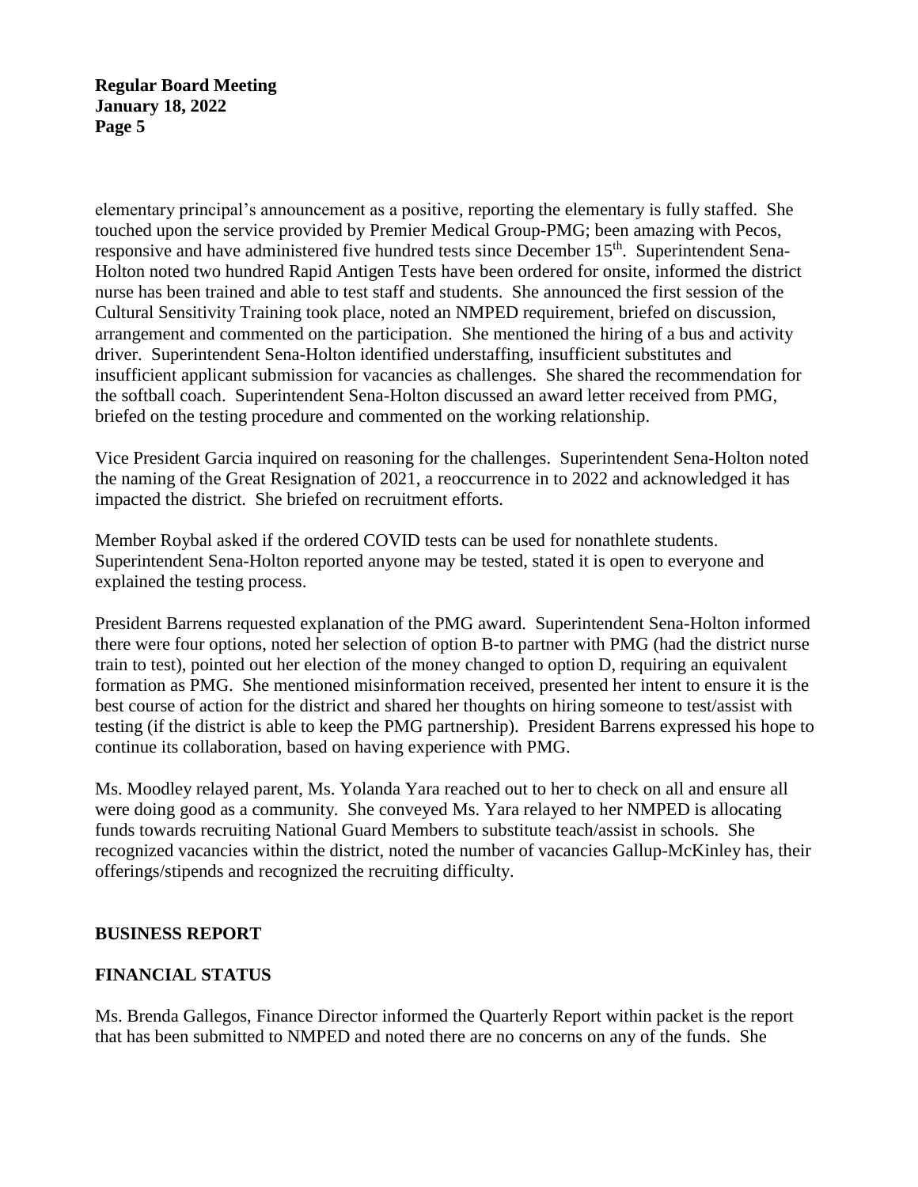elementary principal's announcement as a positive, reporting the elementary is fully staffed. She touched upon the service provided by Premier Medical Group-PMG; been amazing with Pecos, responsive and have administered five hundred tests since December 15th. Superintendent Sena-Holton noted two hundred Rapid Antigen Tests have been ordered for onsite, informed the district nurse has been trained and able to test staff and students. She announced the first session of the Cultural Sensitivity Training took place, noted an NMPED requirement, briefed on discussion, arrangement and commented on the participation. She mentioned the hiring of a bus and activity driver. Superintendent Sena-Holton identified understaffing, insufficient substitutes and insufficient applicant submission for vacancies as challenges. She shared the recommendation for the softball coach. Superintendent Sena-Holton discussed an award letter received from PMG, briefed on the testing procedure and commented on the working relationship.

Vice President Garcia inquired on reasoning for the challenges. Superintendent Sena-Holton noted the naming of the Great Resignation of 2021, a reoccurrence in to 2022 and acknowledged it has impacted the district. She briefed on recruitment efforts.

Member Roybal asked if the ordered COVID tests can be used for nonathlete students. Superintendent Sena-Holton reported anyone may be tested, stated it is open to everyone and explained the testing process.

President Barrens requested explanation of the PMG award. Superintendent Sena-Holton informed there were four options, noted her selection of option B-to partner with PMG (had the district nurse train to test), pointed out her election of the money changed to option D, requiring an equivalent formation as PMG. She mentioned misinformation received, presented her intent to ensure it is the best course of action for the district and shared her thoughts on hiring someone to test/assist with testing (if the district is able to keep the PMG partnership). President Barrens expressed his hope to continue its collaboration, based on having experience with PMG.

Ms. Moodley relayed parent, Ms. Yolanda Yara reached out to her to check on all and ensure all were doing good as a community. She conveyed Ms. Yara relayed to her NMPED is allocating funds towards recruiting National Guard Members to substitute teach/assist in schools. She recognized vacancies within the district, noted the number of vacancies Gallup-McKinley has, their offerings/stipends and recognized the recruiting difficulty.

## BUSINESS REPORT

## FINANCIAL STATUS

Ms. Brenda Gallegos, Finance Director informed the Quarterly Report within packet is the report that has been submitted to NMPED and noted there are no concerns on any of the funds. She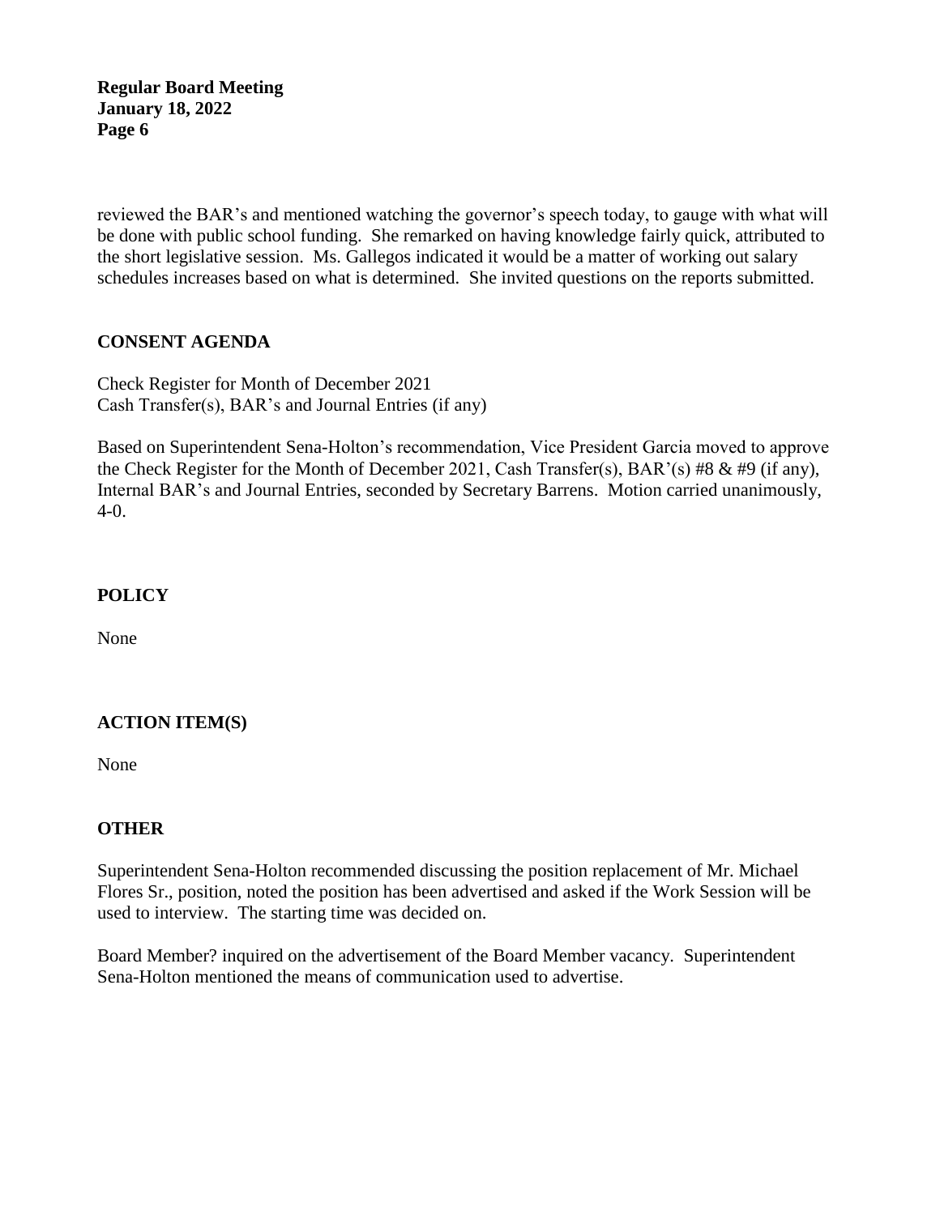reviewed the BAR's and mentioned watching the governor's speech today, to gauge with what will be done with public school funding. She remarked on having knowledge fairly quick, attributed to the short legislative session. Ms. Gallegos indicated it would be a matter of working out salary schedules increases based on what is determined. She invited questions on the reports submitted.

## CONSENT AGENDA

Check Register for Month of December 2021
Cash Transfer(s), BAR's and Journal Entries (if any)

Based on Superintendent Sena-Holton's recommendation, Vice President Garcia moved to approve the Check Register for the Month of December 2021, Cash Transfer(s), BAR'(s) #8 & #9 (if any), Internal BAR's and Journal Entries, seconded by Secretary Barrens. Motion carried unanimously, 4-0.

## POLICY

None

## ACTION ITEM(S)

None

## OTHER

Superintendent Sena-Holton recommended discussing the position replacement of Mr. Michael Flores Sr., position, noted the position has been advertised and asked if the Work Session will be used to interview. The starting time was decided on.

Board Member? inquired on the advertisement of the Board Member vacancy. Superintendent Sena-Holton mentioned the means of communication used to advertise.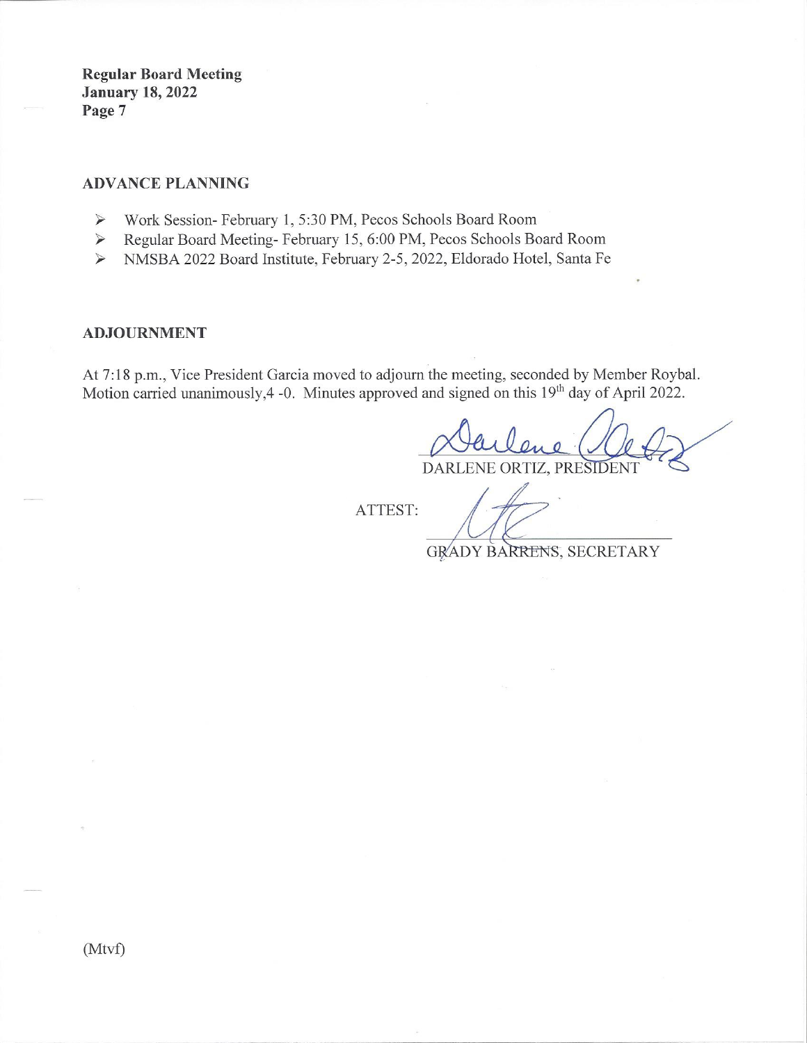## ADVANCE PLANNING

- Work Session- February 1, 5:30 PM, Pecos Schools Board Room
- Regular Board Meeting- February 15, 6:00 PM, Pecos Schools Board Room
- NMSBA 2022 Board Institute, February 2-5, 2022, Eldorado Hotel, Santa Fe

## ADJOURNMENT

At 7:18 p.m., Vice President Garcia moved to adjourn the meeting, seconded by Member Roybal. Motion carried unanimously,4 -0. Minutes approved and signed on this 19th day of April 2022.

DARLENE ORTIZ, PRESIDENT

ATTEST:

GRADY BARRENS, SECRETARY

(Mtvf)